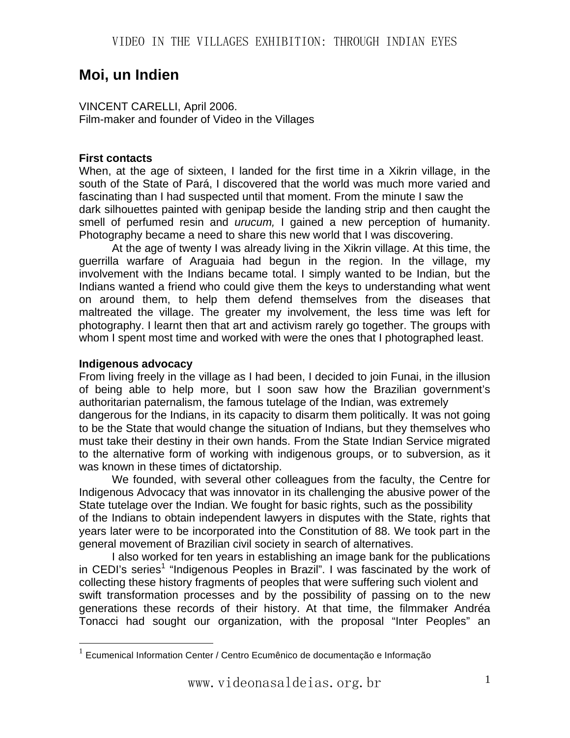# Moi, un Indien

VINCENT CARELLI, April 2006.
Film-maker and founder of Video in the Villages

### First contacts

When, at the age of sixteen, I landed for the first time in a Xikrin village, in the south of the State of Pará, I discovered that the world was much more varied and fascinating than I had suspected until that moment. From the minute I saw the dark silhouettes painted with genipap beside the landing strip and then caught the smell of perfumed resin and *urucum,* I gained a new perception of humanity. Photography became a need to share this new world that I was discovering.

At the age of twenty I was already living in the Xikrin village. At this time, the guerrilla warfare of Araguaia had begun in the region. In the village, my involvement with the Indians became total. I simply wanted to be Indian, but the Indians wanted a friend who could give them the keys to understanding what went on around them, to help them defend themselves from the diseases that maltreated the village. The greater my involvement, the less time was left for photography. I learnt then that art and activism rarely go together. The groups with whom I spent most time and worked with were the ones that I photographed least.

### Indigenous advocacy

From living freely in the village as I had been, I decided to join Funai, in the illusion of being able to help more, but I soon saw how the Brazilian government's authoritarian paternalism, the famous tutelage of the Indian, was extremely dangerous for the Indians, in its capacity to disarm them politically. It was not going to be the State that would change the situation of Indians, but they themselves who must take their destiny in their own hands. From the State Indian Service migrated to the alternative form of working with indigenous groups, or to subversion, as it was known in these times of dictatorship.

We founded, with several other colleagues from the faculty, the Centre for Indigenous Advocacy that was innovator in its challenging the abusive power of the State tutelage over the Indian. We fought for basic rights, such as the possibility of the Indians to obtain independent lawyers in disputes with the State, rights that years later were to be incorporated into the Constitution of 88. We took part in the general movement of Brazilian civil society in search of alternatives.

I also worked for ten years in establishing an image bank for the publications in CEDI's series[1] "Indigenous Peoples in Brazil". I was fascinated by the work of collecting these history fragments of peoples that were suffering such violent and swift transformation processes and by the possibility of passing on to the new generations these records of their history. At that time, the filmmaker Andréa Tonacci had sought our organization, with the proposal "Inter Peoples" an

[1] Ecumenical Information Center / Centro Ecumênico de documentação e Informação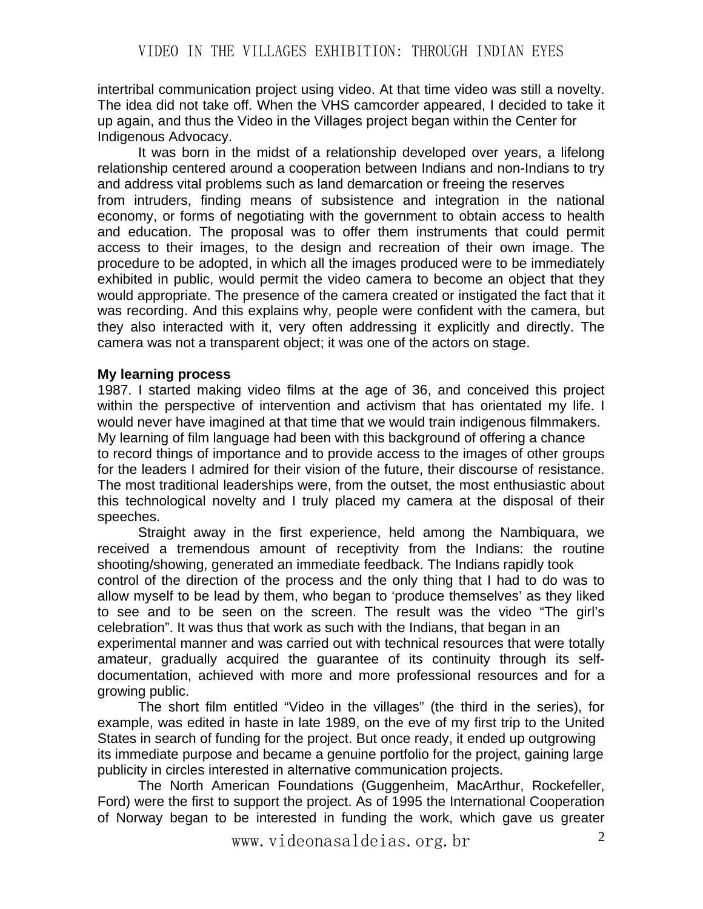intertribal communication project using video. At that time video was still a novelty. The idea did not take off. When the VHS camcorder appeared, I decided to take it up again, and thus the Video in the Villages project began within the Center for Indigenous Advocacy.

It was born in the midst of a relationship developed over years, a lifelong relationship centered around a cooperation between Indians and non-Indians to try and address vital problems such as land demarcation or freeing the reserves from intruders, finding means of subsistence and integration in the national economy, or forms of negotiating with the government to obtain access to health and education. The proposal was to offer them instruments that could permit access to their images, to the design and recreation of their own image. The procedure to be adopted, in which all the images produced were to be immediately exhibited in public, would permit the video camera to become an object that they would appropriate. The presence of the camera created or instigated the fact that it was recording. And this explains why, people were confident with the camera, but they also interacted with it, very often addressing it explicitly and directly. The camera was not a transparent object; it was one of the actors on stage.

**My learning process**

1987. I started making video films at the age of 36, and conceived this project within the perspective of intervention and activism that has orientated my life. I would never have imagined at that time that we would train indigenous filmmakers. My learning of film language had been with this background of offering a chance to record things of importance and to provide access to the images of other groups for the leaders I admired for their vision of the future, their discourse of resistance. The most traditional leaderships were, from the outset, the most enthusiastic about this technological novelty and I truly placed my camera at the disposal of their speeches.

Straight away in the first experience, held among the Nambiquara, we received a tremendous amount of receptivity from the Indians: the routine shooting/showing, generated an immediate feedback. The Indians rapidly took control of the direction of the process and the only thing that I had to do was to allow myself to be lead by them, who began to 'produce themselves' as they liked to see and to be seen on the screen. The result was the video "The girl's celebration". It was thus that work as such with the Indians, that began in an experimental manner and was carried out with technical resources that were totally amateur, gradually acquired the guarantee of its continuity through its self-documentation, achieved with more and more professional resources and for a growing public.

The short film entitled "Video in the villages" (the third in the series), for example, was edited in haste in late 1989, on the eve of my first trip to the United States in search of funding for the project. But once ready, it ended up outgrowing its immediate purpose and became a genuine portfolio for the project, gaining large publicity in circles interested in alternative communication projects.

The North American Foundations (Guggenheim, MacArthur, Rockefeller, Ford) were the first to support the project. As of 1995 the International Cooperation of Norway began to be interested in funding the work, which gave us greater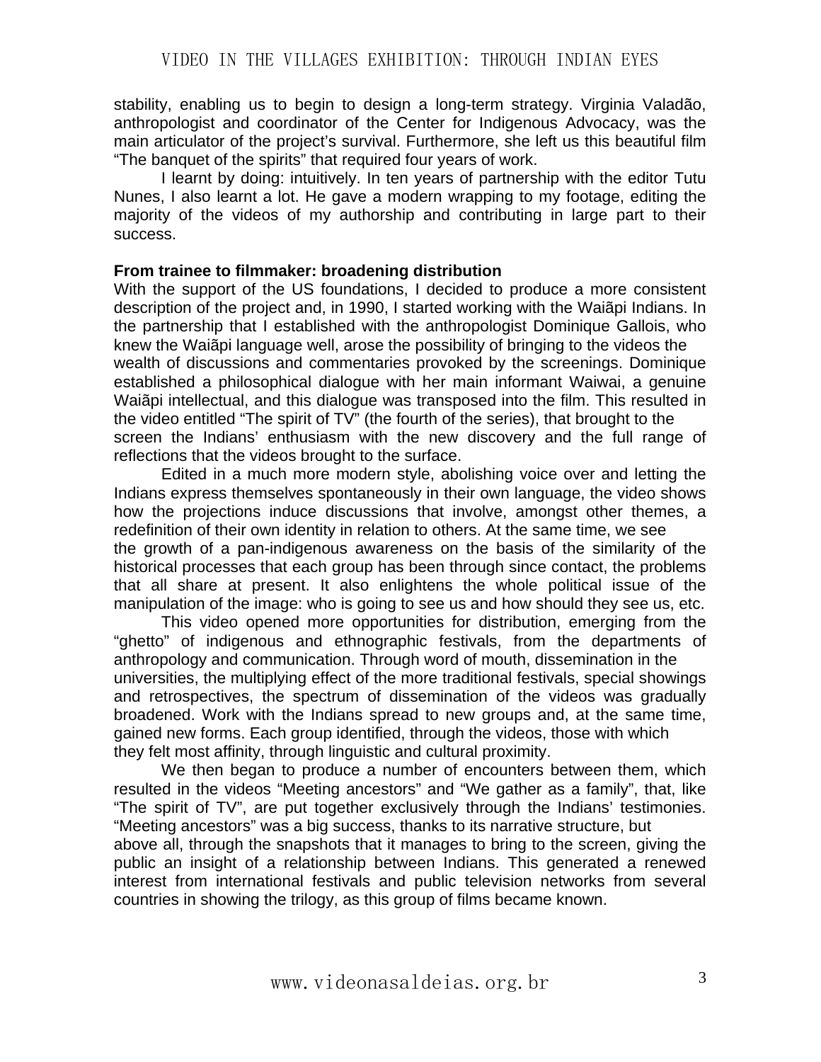stability, enabling us to begin to design a long-term strategy. Virginia Valadão, anthropologist and coordinator of the Center for Indigenous Advocacy, was the main articulator of the project's survival. Furthermore, she left us this beautiful film "The banquet of the spirits" that required four years of work.

I learnt by doing: intuitively. In ten years of partnership with the editor Tutu Nunes, I also learnt a lot. He gave a modern wrapping to my footage, editing the majority of the videos of my authorship and contributing in large part to their success.

**From trainee to filmmaker: broadening distribution**

With the support of the US foundations, I decided to produce a more consistent description of the project and, in 1990, I started working with the Waiãpi Indians. In the partnership that I established with the anthropologist Dominique Gallois, who knew the Waiãpi language well, arose the possibility of bringing to the videos the wealth of discussions and commentaries provoked by the screenings. Dominique established a philosophical dialogue with her main informant Waiwai, a genuine Waiãpi intellectual, and this dialogue was transposed into the film. This resulted in the video entitled "The spirit of TV" (the fourth of the series), that brought to the screen the Indians' enthusiasm with the new discovery and the full range of reflections that the videos brought to the surface.

Edited in a much more modern style, abolishing voice over and letting the Indians express themselves spontaneously in their own language, the video shows how the projections induce discussions that involve, amongst other themes, a redefinition of their own identity in relation to others. At the same time, we see the growth of a pan-indigenous awareness on the basis of the similarity of the historical processes that each group has been through since contact, the problems that all share at present. It also enlightens the whole political issue of the manipulation of the image: who is going to see us and how should they see us, etc.

This video opened more opportunities for distribution, emerging from the "ghetto" of indigenous and ethnographic festivals, from the departments of anthropology and communication. Through word of mouth, dissemination in the universities, the multiplying effect of the more traditional festivals, special showings and retrospectives, the spectrum of dissemination of the videos was gradually broadened. Work with the Indians spread to new groups and, at the same time, gained new forms. Each group identified, through the videos, those with which they felt most affinity, through linguistic and cultural proximity.

We then began to produce a number of encounters between them, which resulted in the videos "Meeting ancestors" and "We gather as a family", that, like "The spirit of TV", are put together exclusively through the Indians' testimonies. "Meeting ancestors" was a big success, thanks to its narrative structure, but above all, through the snapshots that it manages to bring to the screen, giving the public an insight of a relationship between Indians. This generated a renewed interest from international festivals and public television networks from several countries in showing the trilogy, as this group of films became known.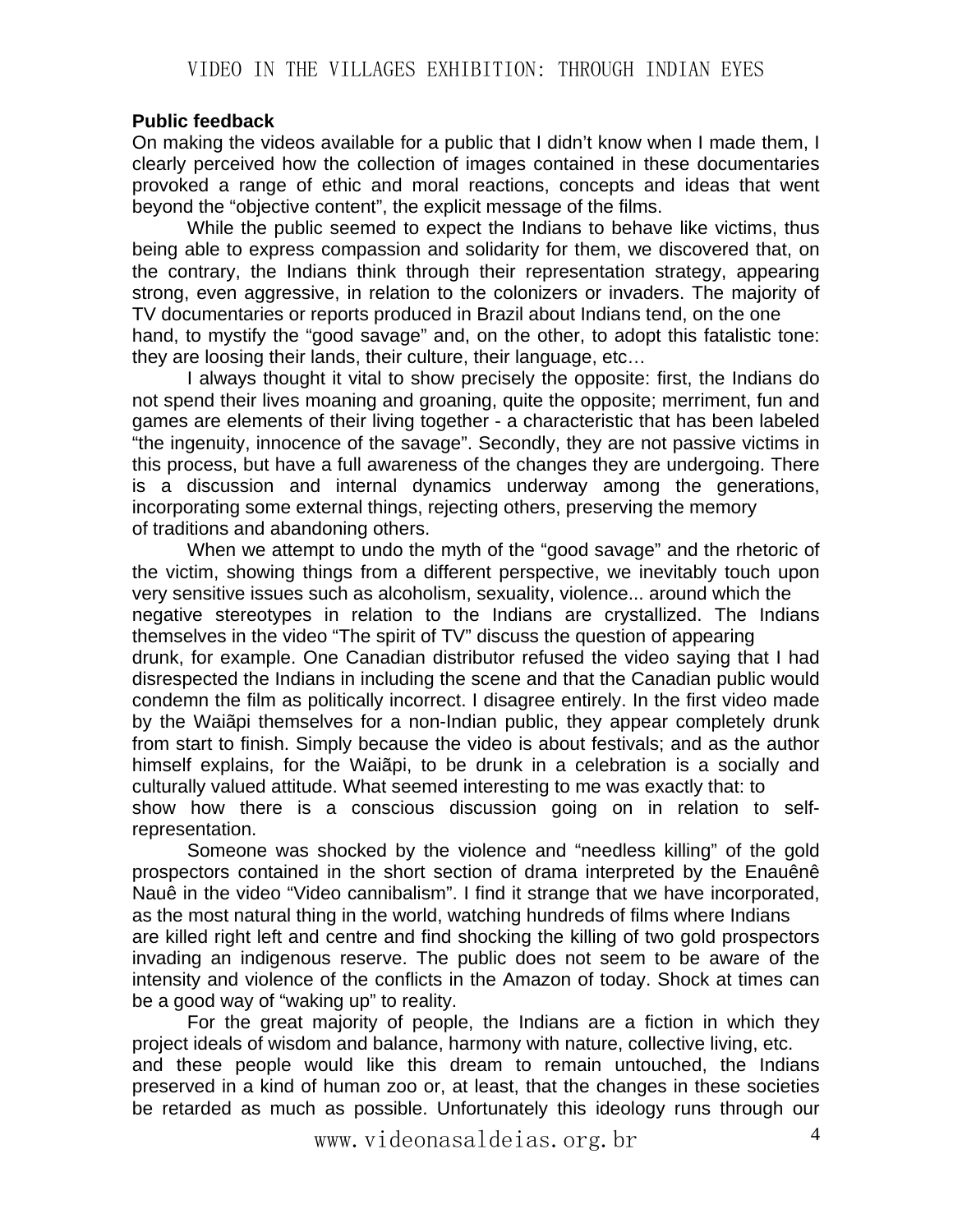## Public feedback

On making the videos available for a public that I didn't know when I made them, I clearly perceived how the collection of images contained in these documentaries provoked a range of ethic and moral reactions, concepts and ideas that went beyond the "objective content", the explicit message of the films.

While the public seemed to expect the Indians to behave like victims, thus being able to express compassion and solidarity for them, we discovered that, on the contrary, the Indians think through their representation strategy, appearing strong, even aggressive, in relation to the colonizers or invaders. The majority of TV documentaries or reports produced in Brazil about Indians tend, on the one hand, to mystify the "good savage" and, on the other, to adopt this fatalistic tone: they are loosing their lands, their culture, their language, etc…

I always thought it vital to show precisely the opposite: first, the Indians do not spend their lives moaning and groaning, quite the opposite; merriment, fun and games are elements of their living together - a characteristic that has been labeled "the ingenuity, innocence of the savage". Secondly, they are not passive victims in this process, but have a full awareness of the changes they are undergoing. There is a discussion and internal dynamics underway among the generations, incorporating some external things, rejecting others, preserving the memory of traditions and abandoning others.

When we attempt to undo the myth of the "good savage" and the rhetoric of the victim, showing things from a different perspective, we inevitably touch upon very sensitive issues such as alcoholism, sexuality, violence... around which the negative stereotypes in relation to the Indians are crystallized. The Indians themselves in the video "The spirit of TV" discuss the question of appearing drunk, for example. One Canadian distributor refused the video saying that I had disrespected the Indians in including the scene and that the Canadian public would condemn the film as politically incorrect. I disagree entirely. In the first video made by the Waiãpi themselves for a non-Indian public, they appear completely drunk from start to finish. Simply because the video is about festivals; and as the author himself explains, for the Waiãpi, to be drunk in a celebration is a socially and culturally valued attitude. What seemed interesting to me was exactly that: to show how there is a conscious discussion going on in relation to self-representation.

Someone was shocked by the violence and "needless killing" of the gold prospectors contained in the short section of drama interpreted by the Enauênê Nauê in the video "Video cannibalism". I find it strange that we have incorporated, as the most natural thing in the world, watching hundreds of films where Indians are killed right left and centre and find shocking the killing of two gold prospectors invading an indigenous reserve. The public does not seem to be aware of the intensity and violence of the conflicts in the Amazon of today. Shock at times can be a good way of "waking up" to reality.

For the great majority of people, the Indians are a fiction in which they project ideals of wisdom and balance, harmony with nature, collective living, etc. and these people would like this dream to remain untouched, the Indians preserved in a kind of human zoo or, at least, that the changes in these societies be retarded as much as possible. Unfortunately this ideology runs through our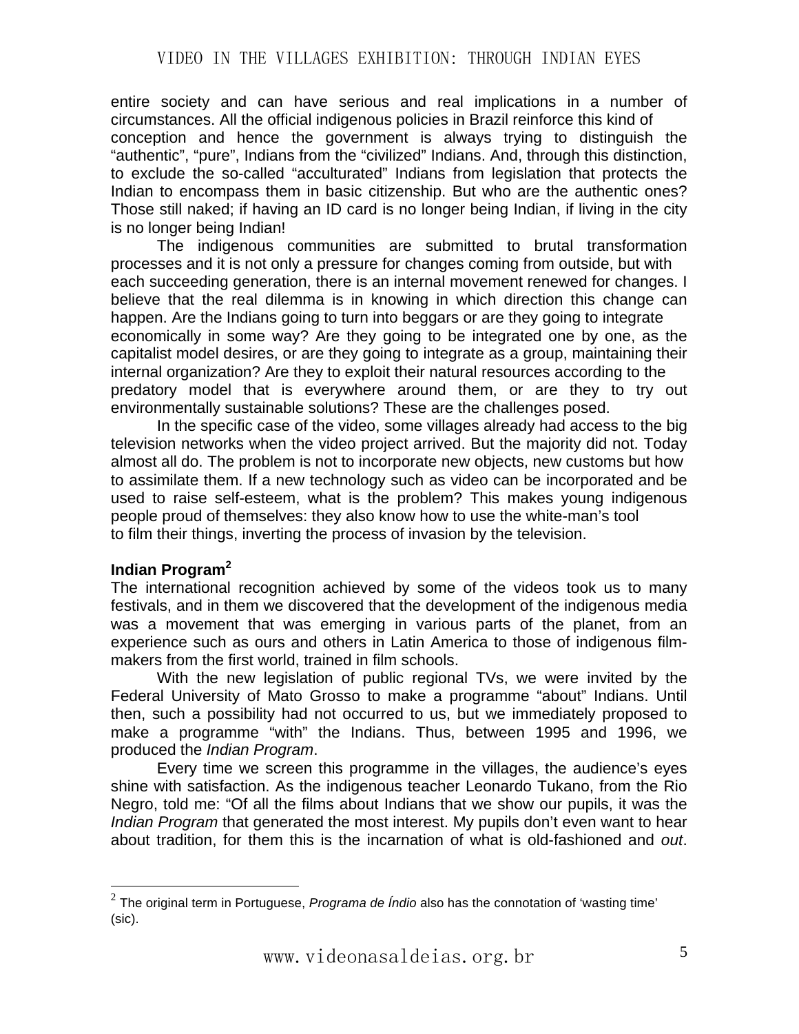entire society and can have serious and real implications in a number of circumstances. All the official indigenous policies in Brazil reinforce this kind of conception and hence the government is always trying to distinguish the "authentic", "pure", Indians from the "civilized" Indians. And, through this distinction, to exclude the so-called "acculturated" Indians from legislation that protects the Indian to encompass them in basic citizenship. But who are the authentic ones? Those still naked; if having an ID card is no longer being Indian, if living in the city is no longer being Indian!

The indigenous communities are submitted to brutal transformation processes and it is not only a pressure for changes coming from outside, but with each succeeding generation, there is an internal movement renewed for changes. I believe that the real dilemma is in knowing in which direction this change can happen. Are the Indians going to turn into beggars or are they going to integrate economically in some way? Are they going to be integrated one by one, as the capitalist model desires, or are they going to integrate as a group, maintaining their internal organization? Are they to exploit their natural resources according to the predatory model that is everywhere around them, or are they to try out environmentally sustainable solutions? These are the challenges posed.

In the specific case of the video, some villages already had access to the big television networks when the video project arrived. But the majority did not. Today almost all do. The problem is not to incorporate new objects, new customs but how to assimilate them. If a new technology such as video can be incorporated and be used to raise self-esteem, what is the problem? This makes young indigenous people proud of themselves: they also know how to use the white-man's tool to film their things, inverting the process of invasion by the television.

**Indian Program[2]**

The international recognition achieved by some of the videos took us to many festivals, and in them we discovered that the development of the indigenous media was a movement that was emerging in various parts of the planet, from an experience such as ours and others in Latin America to those of indigenous film-makers from the first world, trained in film schools.

With the new legislation of public regional TVs, we were invited by the Federal University of Mato Grosso to make a programme "about" Indians. Until then, such a possibility had not occurred to us, but we immediately proposed to make a programme "with" the Indians. Thus, between 1995 and 1996, we produced the *Indian Program*.

Every time we screen this programme in the villages, the audience's eyes shine with satisfaction. As the indigenous teacher Leonardo Tukano, from the Rio Negro, told me: "Of all the films about Indians that we show our pupils, it was the *Indian Program* that generated the most interest. My pupils don't even want to hear about tradition, for them this is the incarnation of what is old-fashioned and *out*.

[2] The original term in Portuguese, *Programa de Índio* also has the connotation of 'wasting time' (sic).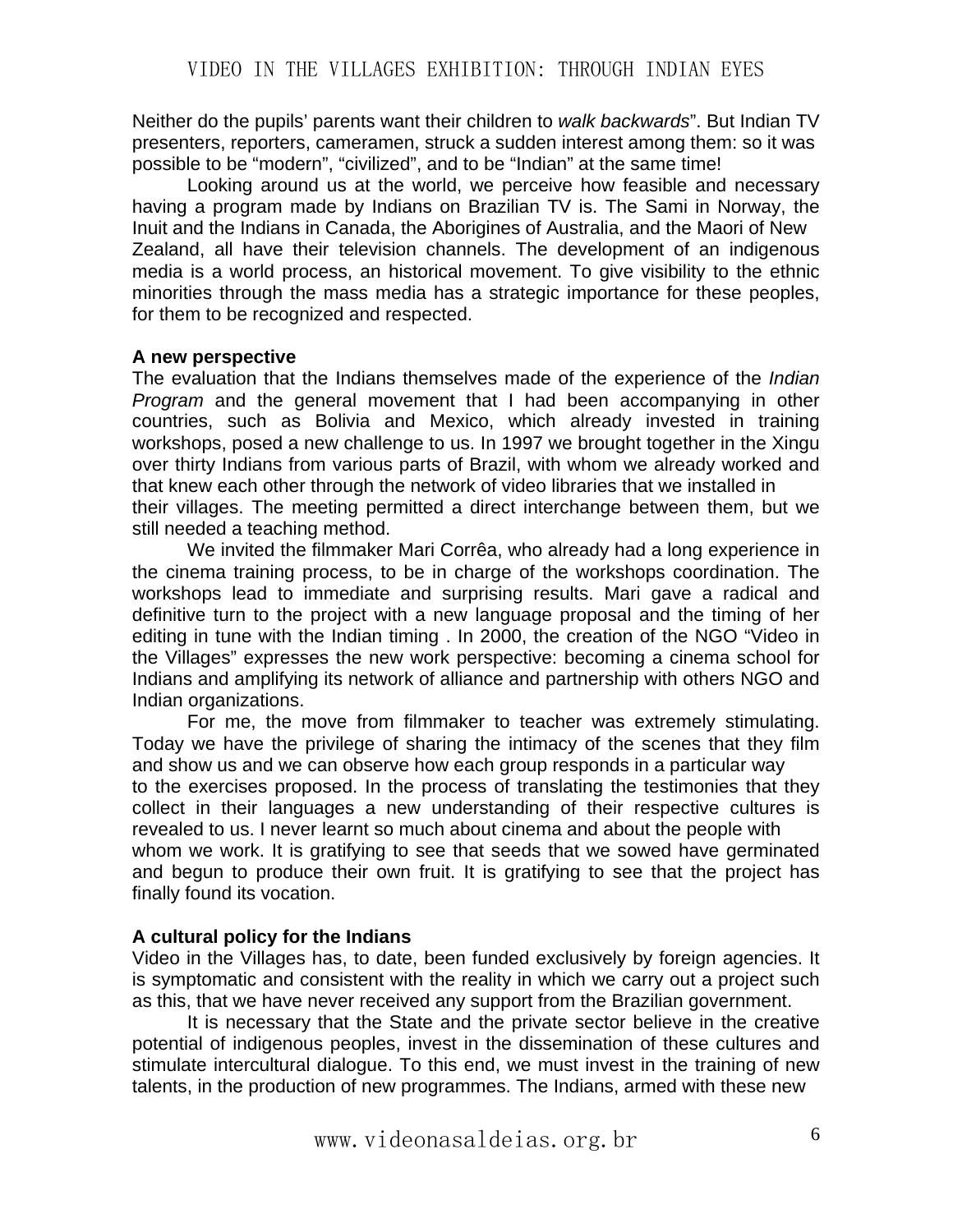Neither do the pupils' parents want their children to *walk backwards*". But Indian TV presenters, reporters, cameramen, struck a sudden interest among them: so it was possible to be "modern", "civilized", and to be "Indian" at the same time!

Looking around us at the world, we perceive how feasible and necessary having a program made by Indians on Brazilian TV is. The Sami in Norway, the Inuit and the Indians in Canada, the Aborigines of Australia, and the Maori of New Zealand, all have their television channels. The development of an indigenous media is a world process, an historical movement. To give visibility to the ethnic minorities through the mass media has a strategic importance for these peoples, for them to be recognized and respected.

**A new perspective**

The evaluation that the Indians themselves made of the experience of the *Indian Program* and the general movement that I had been accompanying in other countries, such as Bolivia and Mexico, which already invested in training workshops, posed a new challenge to us. In 1997 we brought together in the Xingu over thirty Indians from various parts of Brazil, with whom we already worked and that knew each other through the network of video libraries that we installed in their villages. The meeting permitted a direct interchange between them, but we still needed a teaching method.

We invited the filmmaker Mari Corrêa, who already had a long experience in the cinema training process, to be in charge of the workshops coordination. The workshops lead to immediate and surprising results. Mari gave a radical and definitive turn to the project with a new language proposal and the timing of her editing in tune with the Indian timing . In 2000, the creation of the NGO "Video in the Villages" expresses the new work perspective: becoming a cinema school for Indians and amplifying its network of alliance and partnership with others NGO and Indian organizations.

For me, the move from filmmaker to teacher was extremely stimulating. Today we have the privilege of sharing the intimacy of the scenes that they film and show us and we can observe how each group responds in a particular way to the exercises proposed. In the process of translating the testimonies that they collect in their languages a new understanding of their respective cultures is revealed to us. I never learnt so much about cinema and about the people with whom we work. It is gratifying to see that seeds that we sowed have germinated and begun to produce their own fruit. It is gratifying to see that the project has finally found its vocation.

**A cultural policy for the Indians**

Video in the Villages has, to date, been funded exclusively by foreign agencies. It is symptomatic and consistent with the reality in which we carry out a project such as this, that we have never received any support from the Brazilian government.

It is necessary that the State and the private sector believe in the creative potential of indigenous peoples, invest in the dissemination of these cultures and stimulate intercultural dialogue. To this end, we must invest in the training of new talents, in the production of new programmes. The Indians, armed with these new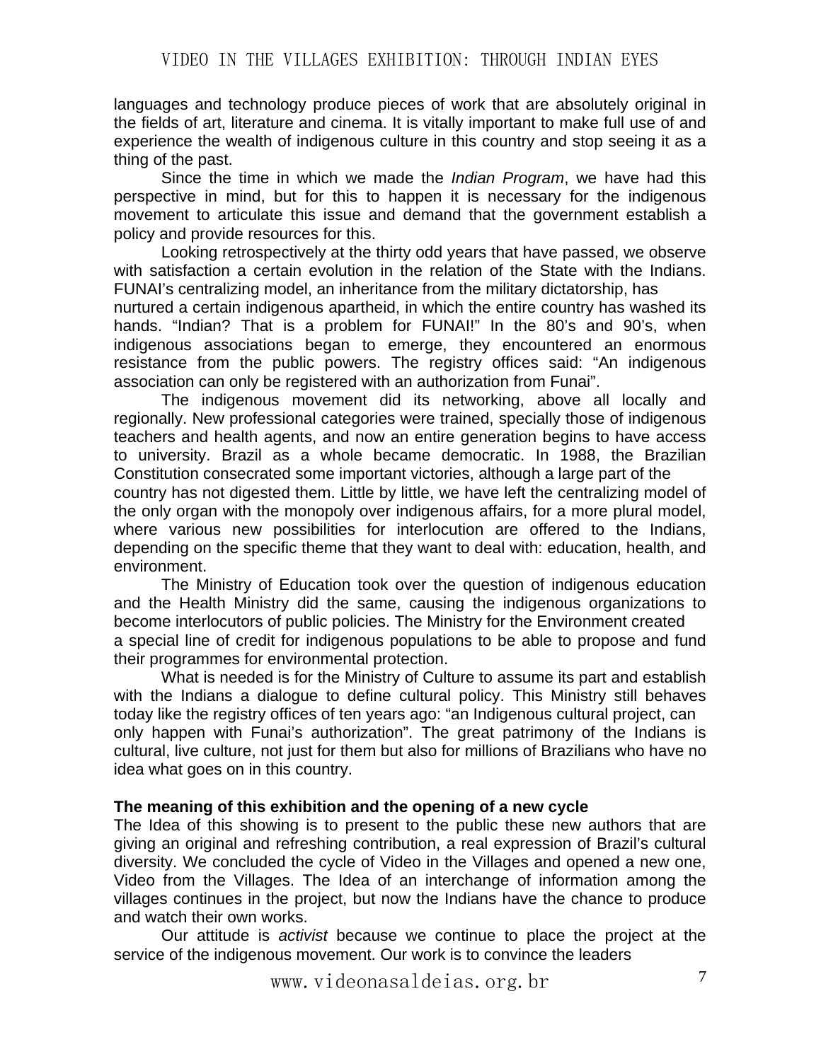languages and technology produce pieces of work that are absolutely original in the fields of art, literature and cinema. It is vitally important to make full use of and experience the wealth of indigenous culture in this country and stop seeing it as a thing of the past.

Since the time in which we made the *Indian Program*, we have had this perspective in mind, but for this to happen it is necessary for the indigenous movement to articulate this issue and demand that the government establish a policy and provide resources for this.

Looking retrospectively at the thirty odd years that have passed, we observe with satisfaction a certain evolution in the relation of the State with the Indians. FUNAI's centralizing model, an inheritance from the military dictatorship, has nurtured a certain indigenous apartheid, in which the entire country has washed its hands. "Indian? That is a problem for FUNAI!" In the 80's and 90's, when indigenous associations began to emerge, they encountered an enormous resistance from the public powers. The registry offices said: "An indigenous association can only be registered with an authorization from Funai".

The indigenous movement did its networking, above all locally and regionally. New professional categories were trained, specially those of indigenous teachers and health agents, and now an entire generation begins to have access to university. Brazil as a whole became democratic. In 1988, the Brazilian Constitution consecrated some important victories, although a large part of the country has not digested them. Little by little, we have left the centralizing model of the only organ with the monopoly over indigenous affairs, for a more plural model, where various new possibilities for interlocution are offered to the Indians, depending on the specific theme that they want to deal with: education, health, and environment.

The Ministry of Education took over the question of indigenous education and the Health Ministry did the same, causing the indigenous organizations to become interlocutors of public policies. The Ministry for the Environment created a special line of credit for indigenous populations to be able to propose and fund their programmes for environmental protection.

What is needed is for the Ministry of Culture to assume its part and establish with the Indians a dialogue to define cultural policy. This Ministry still behaves today like the registry offices of ten years ago: "an Indigenous cultural project, can only happen with Funai's authorization". The great patrimony of the Indians is cultural, live culture, not just for them but also for millions of Brazilians who have no idea what goes on in this country.

**The meaning of this exhibition and the opening of a new cycle**

The Idea of this showing is to present to the public these new authors that are giving an original and refreshing contribution, a real expression of Brazil's cultural diversity. We concluded the cycle of Video in the Villages and opened a new one, Video from the Villages. The Idea of an interchange of information among the villages continues in the project, but now the Indians have the chance to produce and watch their own works.

Our attitude is *activist* because we continue to place the project at the service of the indigenous movement. Our work is to convince the leaders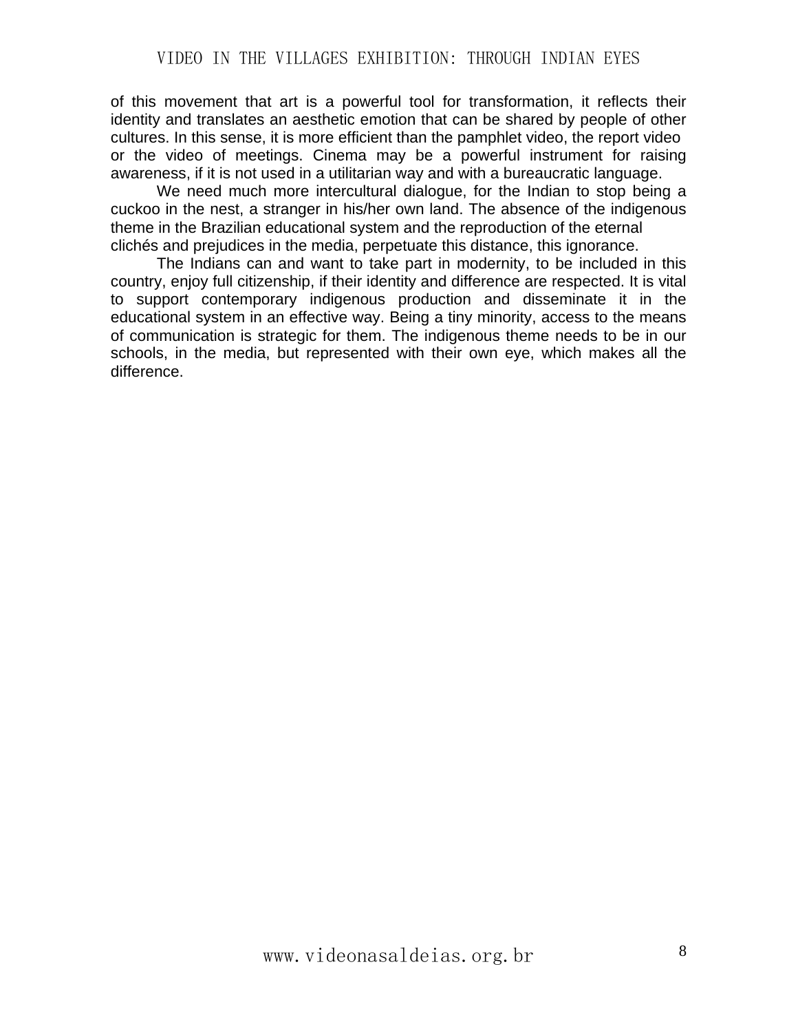of this movement that art is a powerful tool for transformation, it reflects their identity and translates an aesthetic emotion that can be shared by people of other cultures. In this sense, it is more efficient than the pamphlet video, the report video or the video of meetings. Cinema may be a powerful instrument for raising awareness, if it is not used in a utilitarian way and with a bureaucratic language.

We need much more intercultural dialogue, for the Indian to stop being a cuckoo in the nest, a stranger in his/her own land. The absence of the indigenous theme in the Brazilian educational system and the reproduction of the eternal clichés and prejudices in the media, perpetuate this distance, this ignorance.

The Indians can and want to take part in modernity, to be included in this country, enjoy full citizenship, if their identity and difference are respected. It is vital to support contemporary indigenous production and disseminate it in the educational system in an effective way. Being a tiny minority, access to the means of communication is strategic for them. The indigenous theme needs to be in our schools, in the media, but represented with their own eye, which makes all the difference.